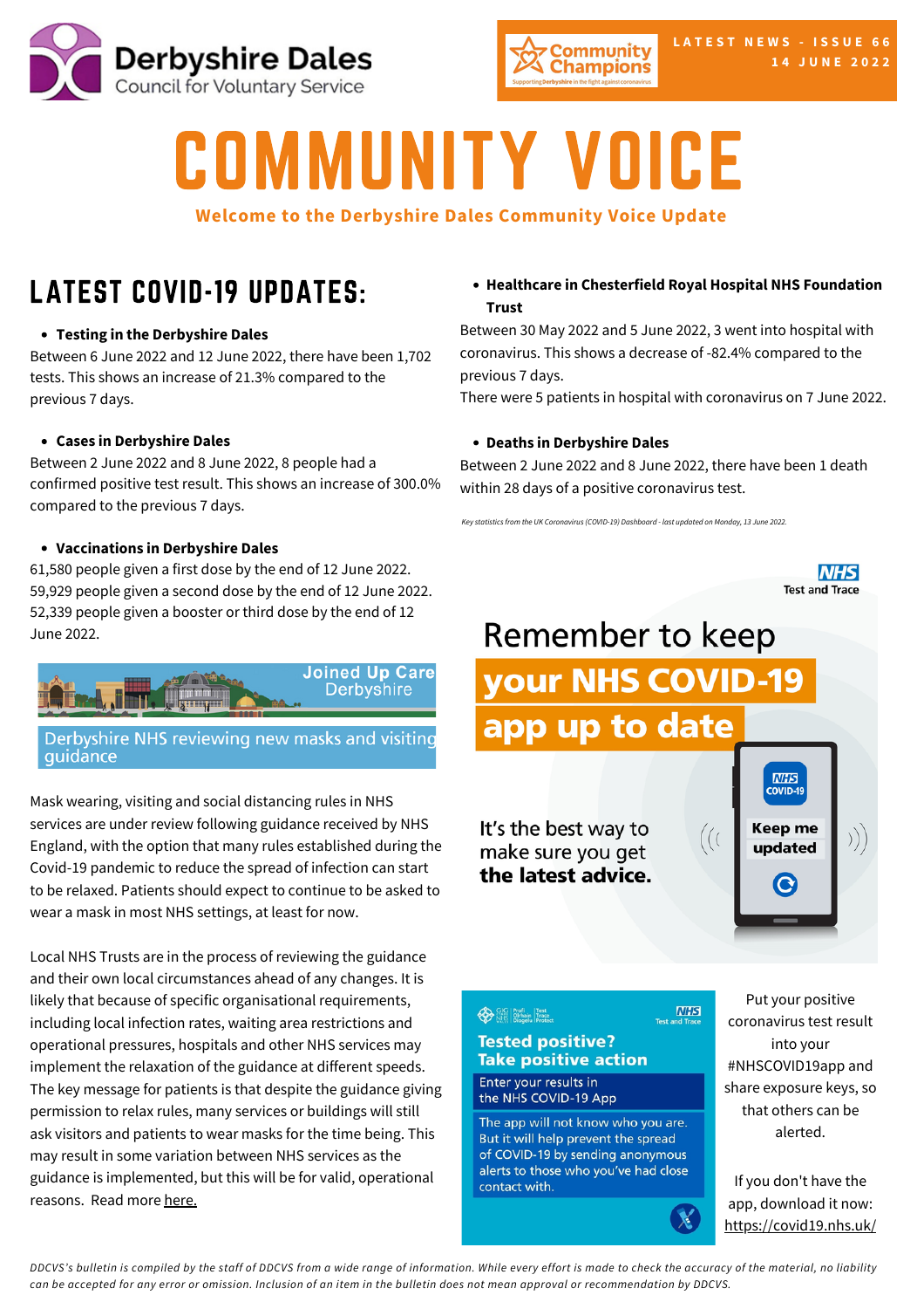Derbyshire Dales Council for Voluntary Service

Community Champions

LATEST NEWS - ISSUE 66
14 JUNE 2022

# COMMUNITY VOICE

**Welcome to the Derbyshire Dales Community Voice Update**

## LATEST COVID-19 UPDATES:

- **Testing in the Derbyshire Dales**

Between 6 June 2022 and 12 June 2022, there have been 1,702 tests. This shows an increase of 21.3% compared to the previous 7 days.

- **Cases in Derbyshire Dales**

Between 2 June 2022 and 8 June 2022, 8 people had a confirmed positive test result. This shows an increase of 300.0% compared to the previous 7 days.

- **Vaccinations in Derbyshire Dales**

61,580 people given a first dose by the end of 12 June 2022.
59,929 people given a second dose by the end of 12 June 2022.
52,339 people given a booster or third dose by the end of 12 June 2022.

- **Healthcare in Chesterfield Royal Hospital NHS Foundation Trust**

Between 30 May 2022 and 5 June 2022, 3 went into hospital with coronavirus. This shows a decrease of -82.4% compared to the previous 7 days.
There were 5 patients in hospital with coronavirus on 7 June 2022.

- **Deaths in Derbyshire Dales**

Between 2 June 2022 and 8 June 2022, there have been 1 death within 28 days of a positive coronavirus test.

*Key statistics from the UK Coronavirus (COVID-19) Dashboard - last updated on Monday, 13 June 2022.*

Joined Up Care Derbyshire

### Derbyshire NHS reviewing new masks and visiting guidance

Mask wearing, visiting and social distancing rules in NHS services are under review following guidance received by NHS England, with the option that many rules established during the Covid-19 pandemic to reduce the spread of infection can start to be relaxed. Patients should expect to continue to be asked to wear a mask in most NHS settings, at least for now.

Local NHS Trusts are in the process of reviewing the guidance and their own local circumstances ahead of any changes. It is likely that because of specific organisational requirements, including local infection rates, waiting area restrictions and operational pressures, hospitals and other NHS services may implement the relaxation of the guidance at different speeds. The key message for patients is that despite the guidance giving permission to relax rules, many services or buildings will still ask visitors and patients to wear masks for the time being. This may result in some variation between NHS services as the guidance is implemented, but this will be for valid, operational reasons. Read more here.

NHS Test and Trace

Remember to keep **your NHS COVID-19 app up to date**

It's the best way to make sure you get **the latest advice.**

Keep me updated

**Tested positive? Take positive action**

Enter your results in the NHS COVID-19 App

The app will not know who you are. But it will help prevent the spread of COVID-19 by sending anonymous alerts to those who you've had close contact with.

Put your positive coronavirus test result into your #NHSCOVID19app and share exposure keys, so that others can be alerted.

If you don't have the app, download it now: https://covid19.nhs.uk/

*DDCVS's bulletin is compiled by the staff of DDCVS from a wide range of information. While every effort is made to check the accuracy of the material, no liability can be accepted for any error or omission. Inclusion of an item in the bulletin does not mean approval or recommendation by DDCVS.*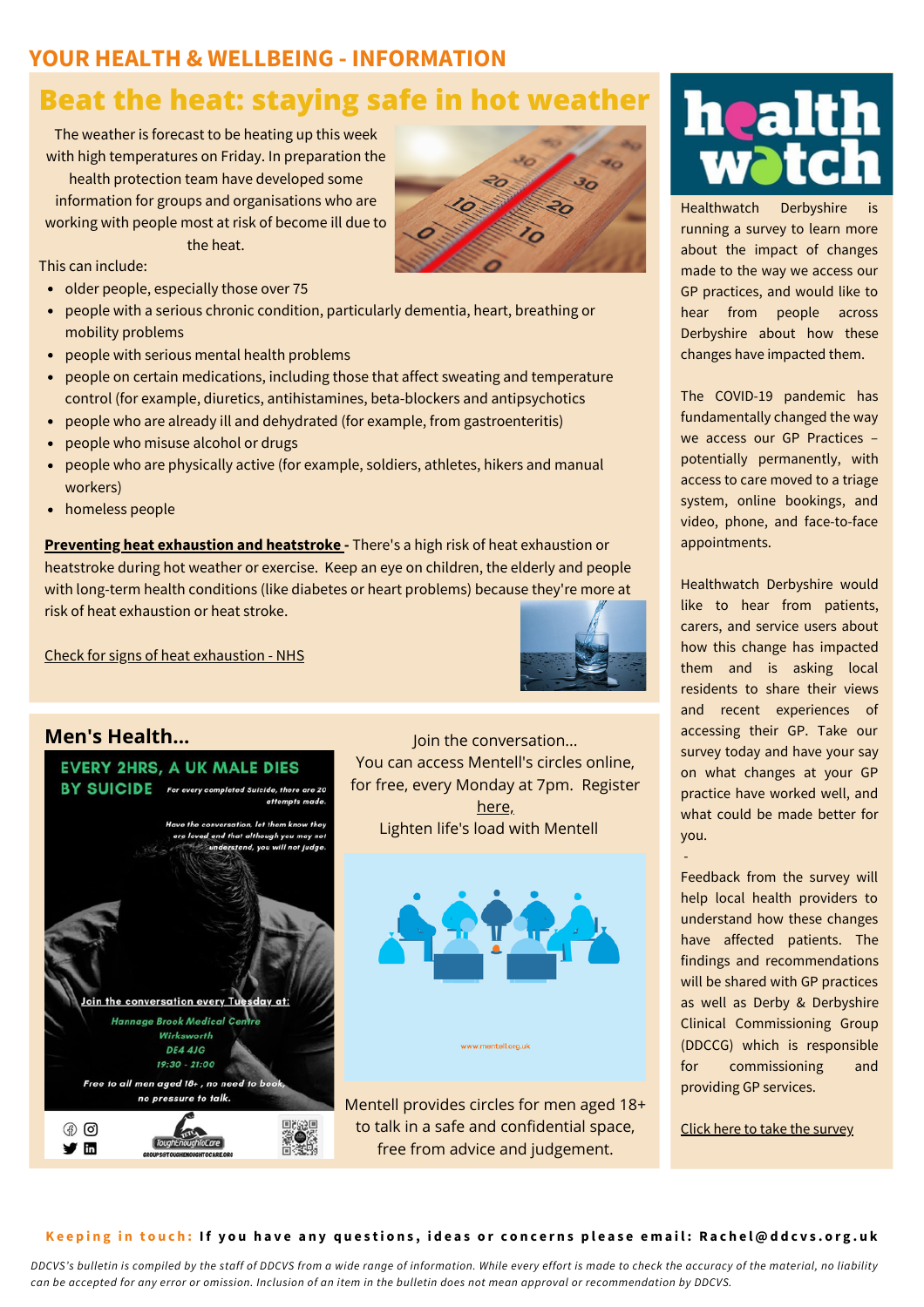## YOUR HEALTH & WELLBEING - INFORMATION

# Beat the heat: staying safe in hot weather

The weather is forecast to be heating up this week with high temperatures on Friday. In preparation the health protection team have developed some information for groups and organisations who are working with people most at risk of become ill due to the heat.

This can include:

- older people, especially those over 75
- people with a serious chronic condition, particularly dementia, heart, breathing or mobility problems
- people with serious mental health problems
- people on certain medications, including those that affect sweating and temperature control (for example, diuretics, antihistamines, beta-blockers and antipsychotics
- people who are already ill and dehydrated (for example, from gastroenteritis)
- people who misuse alcohol or drugs
- people who are physically active (for example, soldiers, athletes, hikers and manual workers)
- homeless people

**Preventing heat exhaustion and heatstroke -** There's a high risk of heat exhaustion or heatstroke during hot weather or exercise. Keep an eye on children, the elderly and people with long-term health conditions (like diabetes or heart problems) because they're more at risk of heat exhaustion or heat stroke.

Check for signs of heat exhaustion - NHS

## Men's Health...

EVERY 2HRS, A UK MALE DIES BY SUICIDE

*For every completed Suicide, there are 20 attempts made.*

*Have the conversation, let them know they are loved and that although you may not understand, you will not judge.*

Join the conversation every Tuesday at:

Hannage Brook Medical Centre
Wirksworth
DE4 4JG
19:30 - 21:00

Free to all men aged 16+, no need to book, no pressure to talk.

ToughEnoughToCare
GROUPS@TOUGHENOUGHTOCARE.ORG

Join the conversation...
You can access Mentell's circles online, for free, every Monday at 7pm. Register here,
Lighten life's load with Mentell

www.mentell.org.uk

Mentell provides circles for men aged 18+ to talk in a safe and confidential space, free from advice and judgement.

## healthwatch

Healthwatch Derbyshire is running a survey to learn more about the impact of changes made to the way we access our GP practices, and would like to hear from people across Derbyshire about how these changes have impacted them.

The COVID-19 pandemic has fundamentally changed the way we access our GP Practices – potentially permanently, with access to care moved to a triage system, online bookings, and video, phone, and face-to-face appointments.

Healthwatch Derbyshire would like to hear from patients, carers, and service users about how this change has impacted them and is asking local residents to share their views and recent experiences of accessing their GP. Take our survey today and have your say on what changes at your GP practice have worked well, and what could be made better for you.

-

Feedback from the survey will help local health providers to understand how these changes have affected patients. The findings and recommendations will be shared with GP practices as well as Derby & Derbyshire Clinical Commissioning Group (DDCCG) which is responsible for commissioning and providing GP services.

Click here to take the survey

**Keeping in touch: If you have any questions, ideas or concerns please email: Rachel@ddcvs.org.uk**

*DDCVS's bulletin is compiled by the staff of DDCVS from a wide range of information. While every effort is made to check the accuracy of the material, no liability can be accepted for any error or omission. Inclusion of an item in the bulletin does not mean approval or recommendation by DDCVS.*